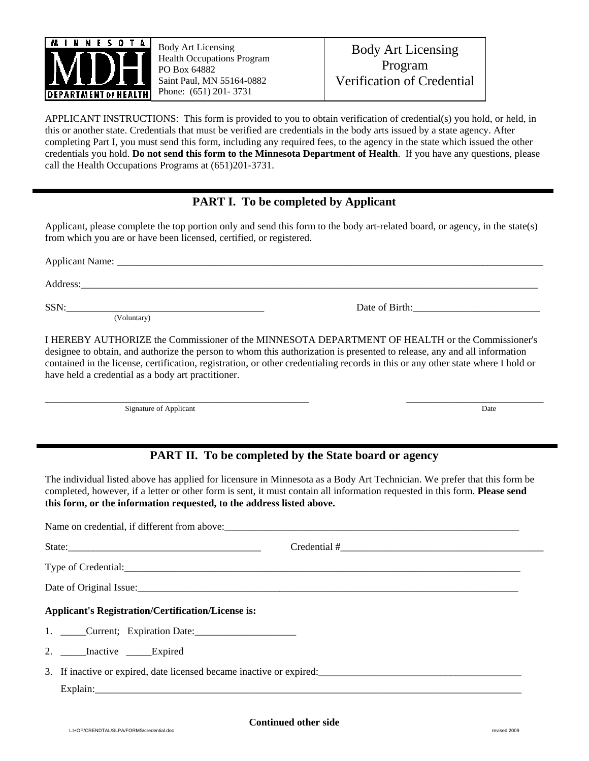MINNESOTA MDH DEPARTMENT OF HEALTH

Body Art Licensing
Health Occupations Program
PO Box 64882
Saint Paul, MN 55164-0882
Phone: (651) 201- 3731

# Body Art Licensing Program Verification of Credential

APPLICANT INSTRUCTIONS: This form is provided to you to obtain verification of credential(s) you hold, or held, in this or another state. Credentials that must be verified are credentials in the body arts issued by a state agency. After completing Part I, you must send this form, including any required fees, to the agency in the state which issued the other credentials you hold. **Do not send this form to the Minnesota Department of Health**. If you have any questions, please call the Health Occupations Programs at (651)201-3731.

## PART I. To be completed by Applicant

Applicant, please complete the top portion only and send this form to the body art-related board, or agency, in the state(s) from which you are or have been licensed, certified, or registered.

Applicant Name: ______________________________________________

Address: ______________________________________________

SSN: ______________________ (Voluntary) Date of Birth: ______________________

I HEREBY AUTHORIZE the Commissioner of the MINNESOTA DEPARTMENT OF HEALTH or the Commissioner's designee to obtain, and authorize the person to whom this authorization is presented to release, any and all information contained in the license, certification, registration, or other credentialing records in this or any other state where I hold or have held a credential as a body art practitioner.

______________________________ Signature of Applicant ______________________ Date

## PART II. To be completed by the State board or agency

The individual listed above has applied for licensure in Minnesota as a Body Art Technician. We prefer that this form be completed, however, if a letter or other form is sent, it must contain all information requested in this form. **Please send this form, or the information requested, to the address listed above.**

Name on credential, if different from above: ______________________________________________

State: ______________________ Credential # ______________________

Type of Credential: ______________________________________________

Date of Original Issue: ______________________________________________

**Applicant's Registration/Certification/License is:**

1. _____Current; Expiration Date: ____________________
2. _____Inactive _____Expired
3. If inactive or expired, date licensed became inactive or expired: ______________________

   Explain: ______________________________________________

**Continued other side**

L:HOP/CRENDTAL/SLPA/FORMS/credential.doc revised 2009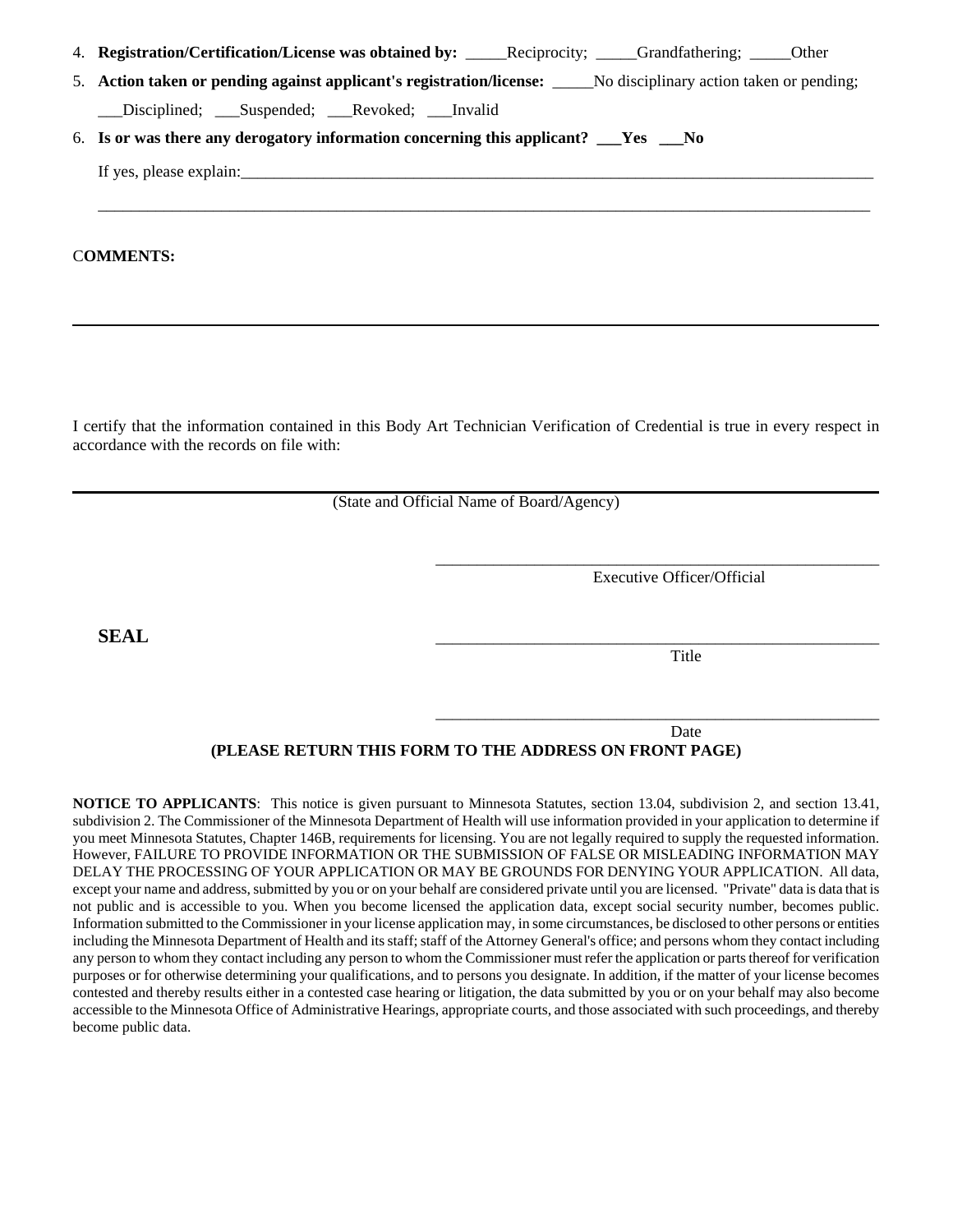4. **Registration/Certification/License was obtained by:** _____Reciprocity; _____Grandfathering; _____Other
5. **Action taken or pending against applicant's registration/license:** _____No disciplinary action taken or pending; ___Disciplined; ___Suspended; ___Revoked; ___Invalid
6. **Is or was there any derogatory information concerning this applicant? ___Yes ___No**

   If yes, please explain:______________________________________________________________________________

   ___________________________________________________________________________________________________

C**OMMENTS:**

______________________________________________________________________________________________________

I certify that the information contained in this Body Art Technician Verification of Credential is true in every respect in accordance with the records on file with:

______________________________________________________________________________________________________

(State and Official Name of Board/Agency)

_______________________________________________________

Executive Officer/Official

**SEAL**

_______________________________________________________

Title

_______________________________________________________

Date

**(PLEASE RETURN THIS FORM TO THE ADDRESS ON FRONT PAGE)**

**NOTICE TO APPLICANTS**: This notice is given pursuant to Minnesota Statutes, section 13.04, subdivision 2, and section 13.41, subdivision 2. The Commissioner of the Minnesota Department of Health will use information provided in your application to determine if you meet Minnesota Statutes, Chapter 146B, requirements for licensing. You are not legally required to supply the requested information. However, FAILURE TO PROVIDE INFORMATION OR THE SUBMISSION OF FALSE OR MISLEADING INFORMATION MAY DELAY THE PROCESSING OF YOUR APPLICATION OR MAY BE GROUNDS FOR DENYING YOUR APPLICATION. All data, except your name and address, submitted by you or on your behalf are considered private until you are licensed. "Private" data is data that is not public and is accessible to you. When you become licensed the application data, except social security number, becomes public. Information submitted to the Commissioner in your license application may, in some circumstances, be disclosed to other persons or entities including the Minnesota Department of Health and its staff; staff of the Attorney General's office; and persons whom they contact including any person to whom they contact including any person to whom the Commissioner must refer the application or parts thereof for verification purposes or for otherwise determining your qualifications, and to persons you designate. In addition, if the matter of your license becomes contested and thereby results either in a contested case hearing or litigation, the data submitted by you or on your behalf may also become accessible to the Minnesota Office of Administrative Hearings, appropriate courts, and those associated with such proceedings, and thereby become public data.